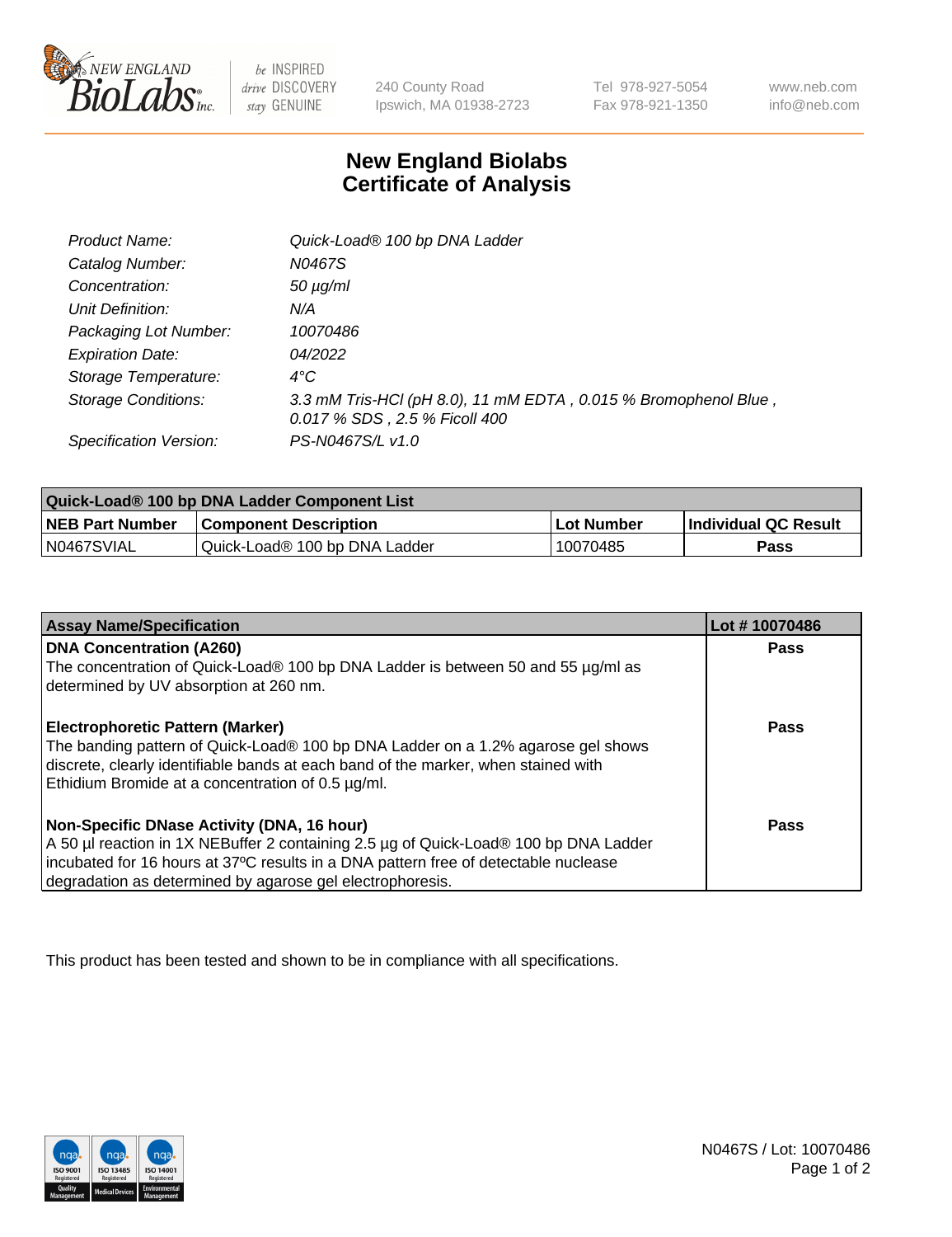240 County Road
Ipswich, MA 01938-2723

Tel 978-927-5054
Fax 978-921-1350

www.neb.com
info@neb.com

# New England Biolabs
# Certificate of Analysis

| | |
|---|---|
| *Product Name:* | *Quick-Load® 100 bp DNA Ladder* |
| *Catalog Number:* | *N0467S* |
| *Concentration:* | *50 µg/ml* |
| *Unit Definition:* | *N/A* |
| *Packaging Lot Number:* | *10070486* |
| *Expiration Date:* | *04/2022* |
| *Storage Temperature:* | *4°C* |
| *Storage Conditions:* | *3.3 mM Tris-HCl (pH 8.0), 11 mM EDTA , 0.015 % Bromophenol Blue , 0.017 % SDS , 2.5 % Ficoll 400* |
| *Specification Version:* | *PS-N0467S/L v1.0* |

| Quick-Load® 100 bp DNA Ladder Component List | | | |
|---|---|---|---|
| **NEB Part Number** | **Component Description** | **Lot Number** | **Individual QC Result** |
| N0467SVIAL | Quick-Load® 100 bp DNA Ladder | 10070485 | **Pass** |

| Assay Name/Specification | Lot # 10070486 |
|---|---|
| **DNA Concentration (A260)**<br>The concentration of Quick-Load® 100 bp DNA Ladder is between 50 and 55 µg/ml as determined by UV absorption at 260 nm. | **Pass** |
| **Electrophoretic Pattern (Marker)**<br>The banding pattern of Quick-Load® 100 bp DNA Ladder on a 1.2% agarose gel shows discrete, clearly identifiable bands at each band of the marker, when stained with Ethidium Bromide at a concentration of 0.5 µg/ml. | **Pass** |
| **Non-Specific DNase Activity (DNA, 16 hour)**<br>A 50 µl reaction in 1X NEBuffer 2 containing 2.5 µg of Quick-Load® 100 bp DNA Ladder incubated for 16 hours at 37ºC results in a DNA pattern free of detectable nuclease degradation as determined by agarose gel electrophoresis. | **Pass** |

This product has been tested and shown to be in compliance with all specifications.

N0467S / Lot: 10070486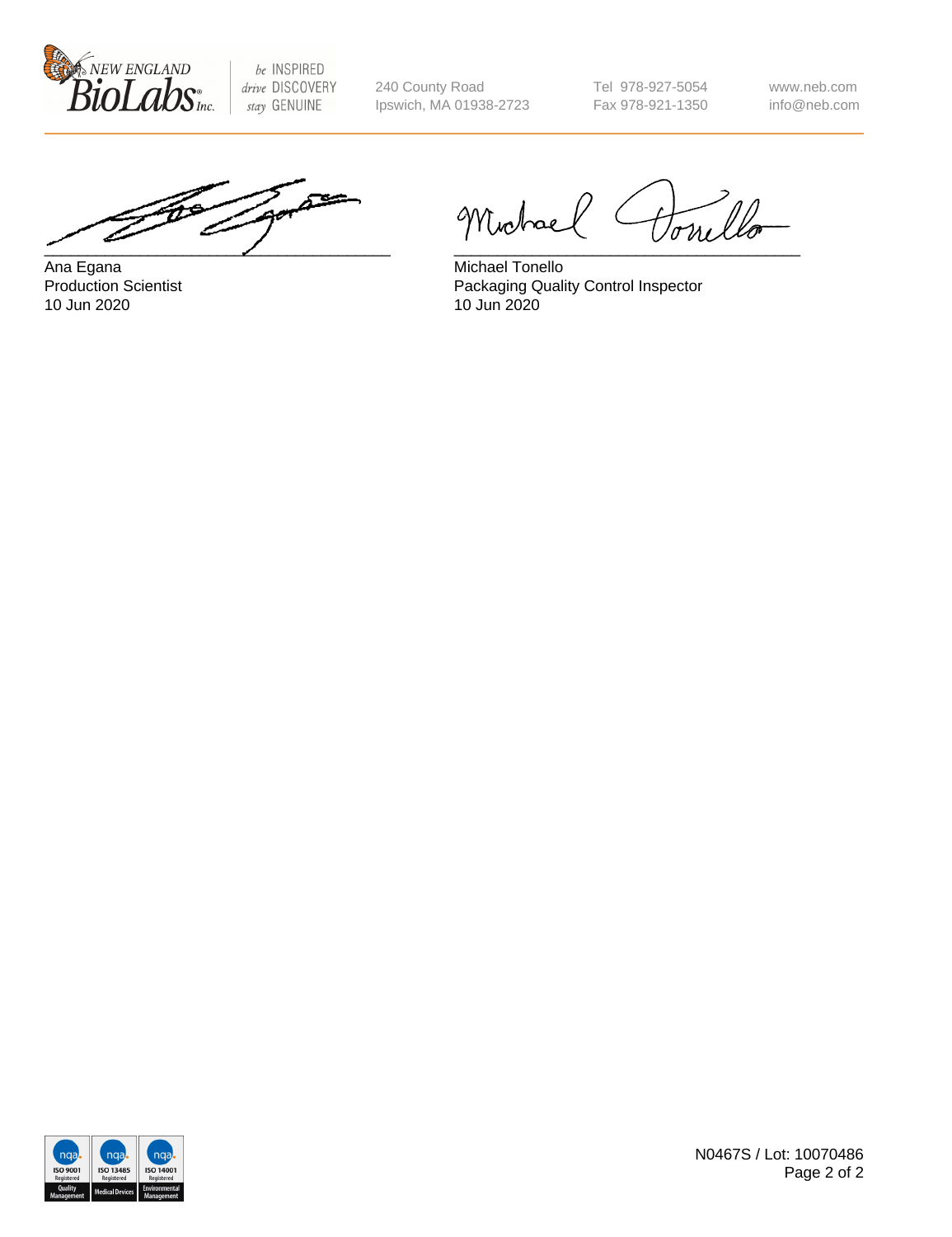Ana Egana
Production Scientist
10 Jun 2020

Michael Tonello
Packaging Quality Control Inspector
10 Jun 2020